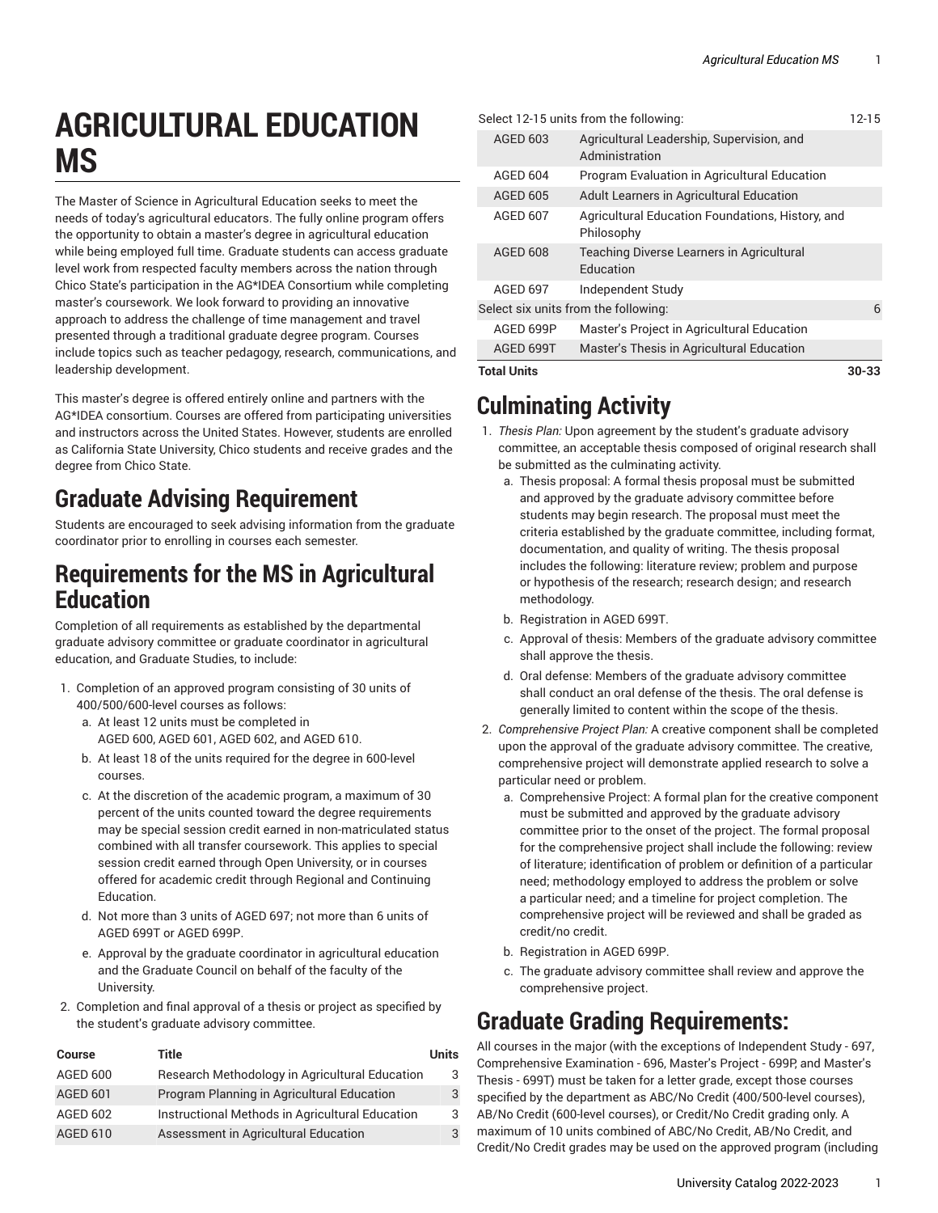# AGRICULTURAL EDUCATION MS

The Master of Science in Agricultural Education seeks to meet the needs of today's agricultural educators. The fully online program offers the opportunity to obtain a master's degree in agricultural education while being employed full time. Graduate students can access graduate level work from respected faculty members across the nation through Chico State's participation in the AG*IDEA Consortium while completing master's coursework. We look forward to providing an innovative approach to address the challenge of time management and travel presented through a traditional graduate degree program. Courses include topics such as teacher pedagogy, research, communications, and leadership development.

This master's degree is offered entirely online and partners with the AG*IDEA consortium. Courses are offered from participating universities and instructors across the United States. However, students are enrolled as California State University, Chico students and receive grades and the degree from Chico State.

## Graduate Advising Requirement

Students are encouraged to seek advising information from the graduate coordinator prior to enrolling in courses each semester.

## Requirements for the MS in Agricultural Education

Completion of all requirements as established by the departmental graduate advisory committee or graduate coordinator in agricultural education, and Graduate Studies, to include:

1. Completion of an approved program consisting of 30 units of 400/500/600-level courses as follows:
   a. At least 12 units must be completed in AGED 600, AGED 601, AGED 602, and AGED 610.
   b. At least 18 of the units required for the degree in 600-level courses.
   c. At the discretion of the academic program, a maximum of 30 percent of the units counted toward the degree requirements may be special session credit earned in non-matriculated status combined with all transfer coursework. This applies to special session credit earned through Open University, or in courses offered for academic credit through Regional and Continuing Education.
   d. Not more than 3 units of AGED 697; not more than 6 units of AGED 699T or AGED 699P.
   e. Approval by the graduate coordinator in agricultural education and the Graduate Council on behalf of the faculty of the University.
2. Completion and final approval of a thesis or project as specified by the student's graduate advisory committee.

| Course | Title | Units |
|---|---|---|
| AGED 600 | Research Methodology in Agricultural Education | 3 |
| AGED 601 | Program Planning in Agricultural Education | 3 |
| AGED 602 | Instructional Methods in Agricultural Education | 3 |
| AGED 610 | Assessment in Agricultural Education | 3 |
| Select 12-15 units from the following: | | 12-15 |
| AGED 603 | Agricultural Leadership, Supervision, and Administration | |
| AGED 604 | Program Evaluation in Agricultural Education | |
| AGED 605 | Adult Learners in Agricultural Education | |
| AGED 607 | Agricultural Education Foundations, History, and Philosophy | |
| AGED 608 | Teaching Diverse Learners in Agricultural Education | |
| AGED 697 | Independent Study | |
| Select six units from the following: | | 6 |
| AGED 699P | Master's Project in Agricultural Education | |
| AGED 699T | Master's Thesis in Agricultural Education | |
| **Total Units** | | **30-33** |

## Culminating Activity

1. *Thesis Plan:* Upon agreement by the student's graduate advisory committee, an acceptable thesis composed of original research shall be submitted as the culminating activity.
   a. Thesis proposal: A formal thesis proposal must be submitted and approved by the graduate advisory committee before students may begin research. The proposal must meet the criteria established by the graduate committee, including format, documentation, and quality of writing. The thesis proposal includes the following: literature review; problem and purpose or hypothesis of the research; research design; and research methodology.
   b. Registration in AGED 699T.
   c. Approval of thesis: Members of the graduate advisory committee shall approve the thesis.
   d. Oral defense: Members of the graduate advisory committee shall conduct an oral defense of the thesis. The oral defense is generally limited to content within the scope of the thesis.
2. *Comprehensive Project Plan:* A creative component shall be completed upon the approval of the graduate advisory committee. The creative, comprehensive project will demonstrate applied research to solve a particular need or problem.
   a. Comprehensive Project: A formal plan for the creative component must be submitted and approved by the graduate advisory committee prior to the onset of the project. The formal proposal for the comprehensive project shall include the following: review of literature; identification of problem or definition of a particular need; methodology employed to address the problem or solve a particular need; and a timeline for project completion. The comprehensive project will be reviewed and shall be graded as credit/no credit.
   b. Registration in AGED 699P.
   c. The graduate advisory committee shall review and approve the comprehensive project.

## Graduate Grading Requirements:

All courses in the major (with the exceptions of Independent Study - 697, Comprehensive Examination - 696, Master's Project - 699P, and Master's Thesis - 699T) must be taken for a letter grade, except those courses specified by the department as ABC/No Credit (400/500-level courses), AB/No Credit (600-level courses), or Credit/No Credit grading only. A maximum of 10 units combined of ABC/No Credit, AB/No Credit, and Credit/No Credit grades may be used on the approved program (including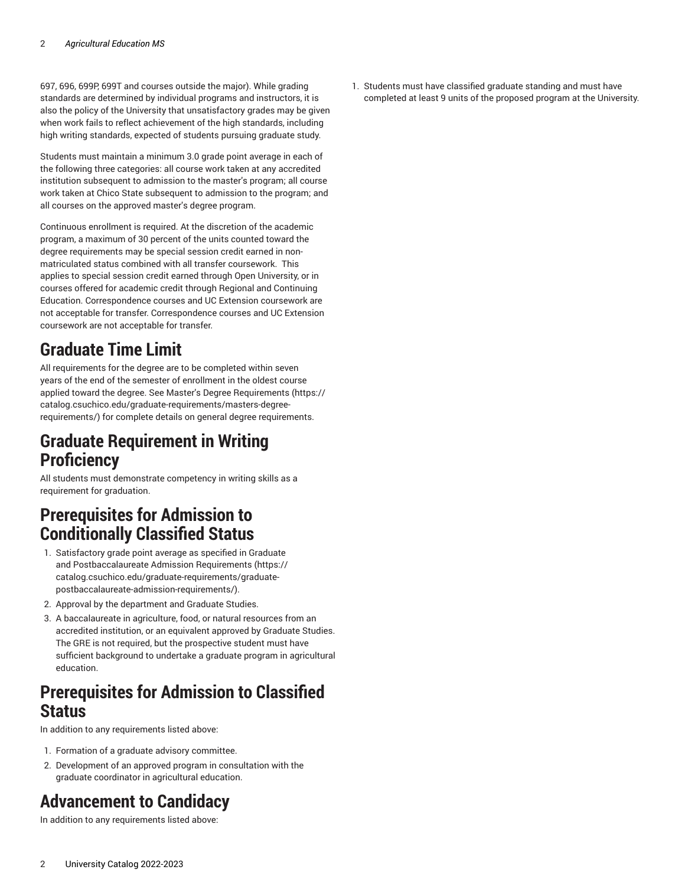697, 696, 699P, 699T and courses outside the major). While grading standards are determined by individual programs and instructors, it is also the policy of the University that unsatisfactory grades may be given when work fails to reflect achievement of the high standards, including high writing standards, expected of students pursuing graduate study.

Students must maintain a minimum 3.0 grade point average in each of the following three categories: all course work taken at any accredited institution subsequent to admission to the master's program; all course work taken at Chico State subsequent to admission to the program; and all courses on the approved master's degree program.

Continuous enrollment is required. At the discretion of the academic program, a maximum of 30 percent of the units counted toward the degree requirements may be special session credit earned in non-matriculated status combined with all transfer coursework. This applies to special session credit earned through Open University, or in courses offered for academic credit through Regional and Continuing Education. Correspondence courses and UC Extension coursework are not acceptable for transfer. Correspondence courses and UC Extension coursework are not acceptable for transfer.

## Graduate Time Limit

All requirements for the degree are to be completed within seven years of the end of the semester of enrollment in the oldest course applied toward the degree. See Master's Degree Requirements (https://catalog.csuchico.edu/graduate-requirements/masters-degree-requirements/) for complete details on general degree requirements.

## Graduate Requirement in Writing Proficiency

All students must demonstrate competency in writing skills as a requirement for graduation.

## Prerequisites for Admission to Conditionally Classified Status

1. Satisfactory grade point average as specified in Graduate and Postbaccalaureate Admission Requirements (https://catalog.csuchico.edu/graduate-requirements/graduate-postbaccalaureate-admission-requirements/).
2. Approval by the department and Graduate Studies.
3. A baccalaureate in agriculture, food, or natural resources from an accredited institution, or an equivalent approved by Graduate Studies. The GRE is not required, but the prospective student must have sufficient background to undertake a graduate program in agricultural education.

## Prerequisites for Admission to Classified Status

In addition to any requirements listed above:

1. Formation of a graduate advisory committee.
2. Development of an approved program in consultation with the graduate coordinator in agricultural education.

## Advancement to Candidacy

In addition to any requirements listed above:

1. Students must have classified graduate standing and must have completed at least 9 units of the proposed program at the University.